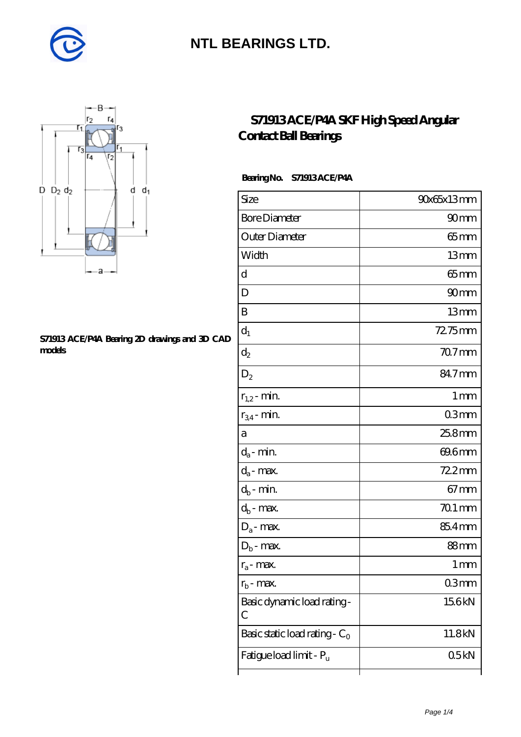# NTL BEARINGS LTD.

## S71913 ACE/P4A SKF High Speed Angular Contact Ball Bearings

S71913 ACE/P4A Bearing 2D drawings and 3D CAD models

**Bearing No.** S71913 ACE/P4A

| | |
|---|---|
| Size | 90x65x13 mm |
| Bore Diameter | 90 mm |
| Outer Diameter | 65 mm |
| Width | 13 mm |
| d | 65 mm |
| D | 90 mm |
| B | 13 mm |
| $d_1$ | 72.75 mm |
| $d_2$ | 70.7 mm |
| $D_2$ | 84.7 mm |
| $r_{1,2}$ - min. | 1 mm |
| $r_{3,4}$ - min. | 0.3 mm |
| a | 25.8 mm |
| $d_a$ - min. | 69.6 mm |
| $d_a$ - max. | 72.2 mm |
| $d_b$ - min. | 67 mm |
| $d_b$ - max. | 70.1 mm |
| $D_a$ - max. | 85.4 mm |
| $D_b$ - max. | 88 mm |
| $r_a$ - max. | 1 mm |
| $r_b$ - max. | 0.3 mm |
| Basic dynamic load rating - C | 15.6 kN |
| Basic static load rating - $C_0$ | 11.8 kN |
| Fatigue load limit - $P_u$ | 0.5 kN |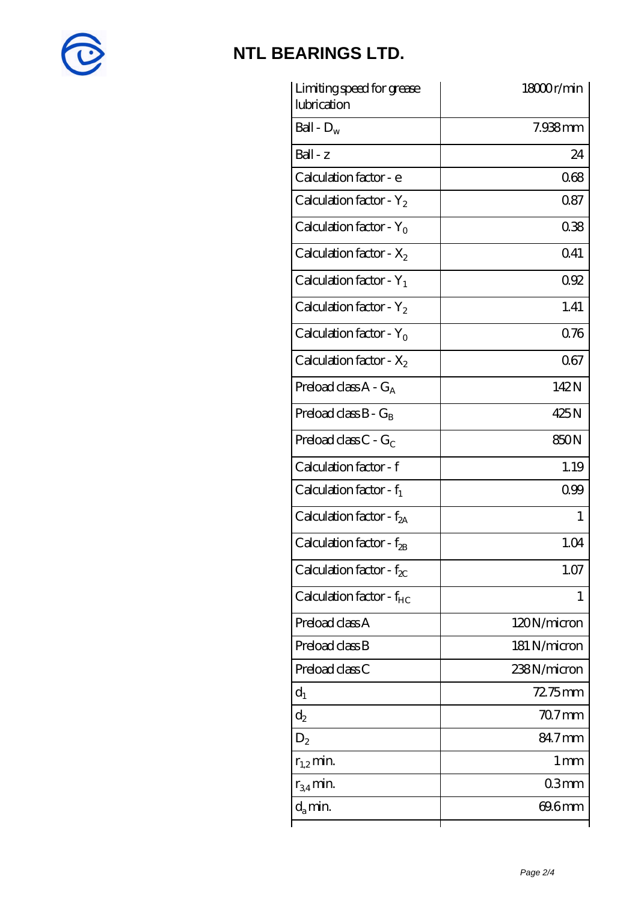| Limiting speed for grease lubrication | 18000 r/min |
|---|---|
| Ball - $D_w$ | 7.938 mm |
| Ball - z | 24 |
| Calculation factor - e | 0.68 |
| Calculation factor - $Y_2$ | 0.87 |
| Calculation factor - $Y_0$ | 0.38 |
| Calculation factor - $X_2$ | 0.41 |
| Calculation factor - $Y_1$ | 0.92 |
| Calculation factor - $Y_2$ | 1.41 |
| Calculation factor - $Y_0$ | 0.76 |
| Calculation factor - $X_2$ | 0.67 |
| Preload class A - $G_A$ | 142 N |
| Preload class B - $G_B$ | 425 N |
| Preload class C - $G_C$ | 850 N |
| Calculation factor - f | 1.19 |
| Calculation factor - $f_1$ | 0.99 |
| Calculation factor - $f_{2A}$ | 1 |
| Calculation factor - $f_{2B}$ | 1.04 |
| Calculation factor - $f_{2C}$ | 1.07 |
| Calculation factor - $f_{HC}$ | 1 |
| Preload class A | 120 N/micron |
| Preload class B | 181 N/micron |
| Preload class C | 238 N/micron |
| $d_1$ | 72.75 mm |
| $d_2$ | 70.7 mm |
| $D_2$ | 84.7 mm |
| $r_{1,2}$ min. | 1 mm |
| $r_{3,4}$ min. | 0.3 mm |
| $d_a$ min. | 69.6 mm |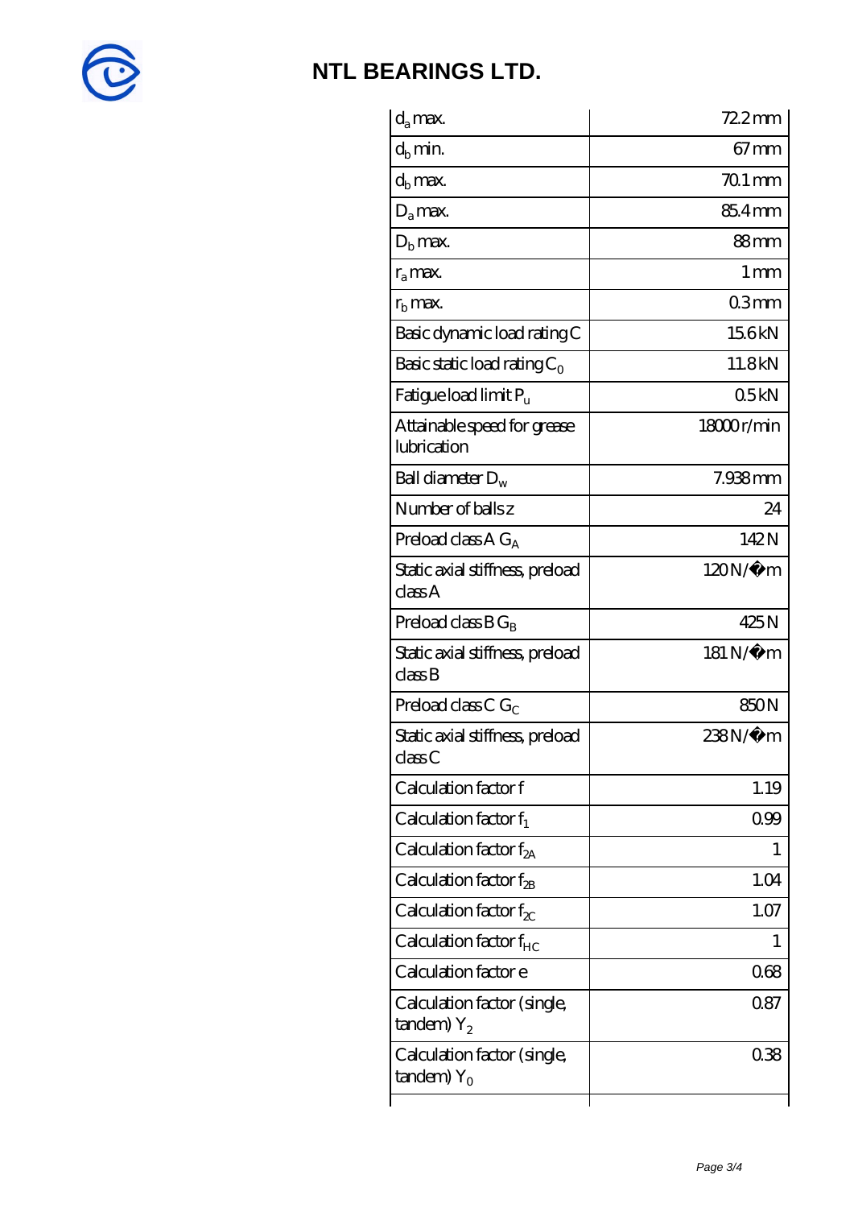# NTL BEARINGS LTD.

| | |
|---|---|
| $d_a$ max. | 72.2 mm |
| $d_b$ min. | 67 mm |
| $d_b$ max. | 70.1 mm |
| $D_a$ max. | 85.4 mm |
| $D_b$ max. | 88 mm |
| $r_a$ max. | 1 mm |
| $r_b$ max. | 0.3 mm |
| Basic dynamic load rating C | 15.6 kN |
| Basic static load rating $C_0$ | 11.8 kN |
| Fatigue load limit $P_u$ | 0.5 kN |
| Attainable speed for grease lubrication | 18000 r/min |
| Ball diameter $D_w$ | 7.938 mm |
| Number of balls z | 24 |
| Preload class A $G_A$ | 142 N |
| Static axial stiffness, preload class A | 120 N/�m |
| Preload class B $G_B$ | 425 N |
| Static axial stiffness, preload class B | 181 N/�m |
| Preload class C $G_C$ | 850 N |
| Static axial stiffness, preload class C | 238 N/�m |
| Calculation factor f | 1.19 |
| Calculation factor $f_1$ | 0.99 |
| Calculation factor $f_{2A}$ | 1 |
| Calculation factor $f_{2B}$ | 1.04 |
| Calculation factor $f_{2C}$ | 1.07 |
| Calculation factor $f_{HC}$ | 1 |
| Calculation factor e | 0.68 |
| Calculation factor (single, tandem) $Y_2$ | 0.87 |
| Calculation factor (single, tandem) $Y_0$ | 0.38 |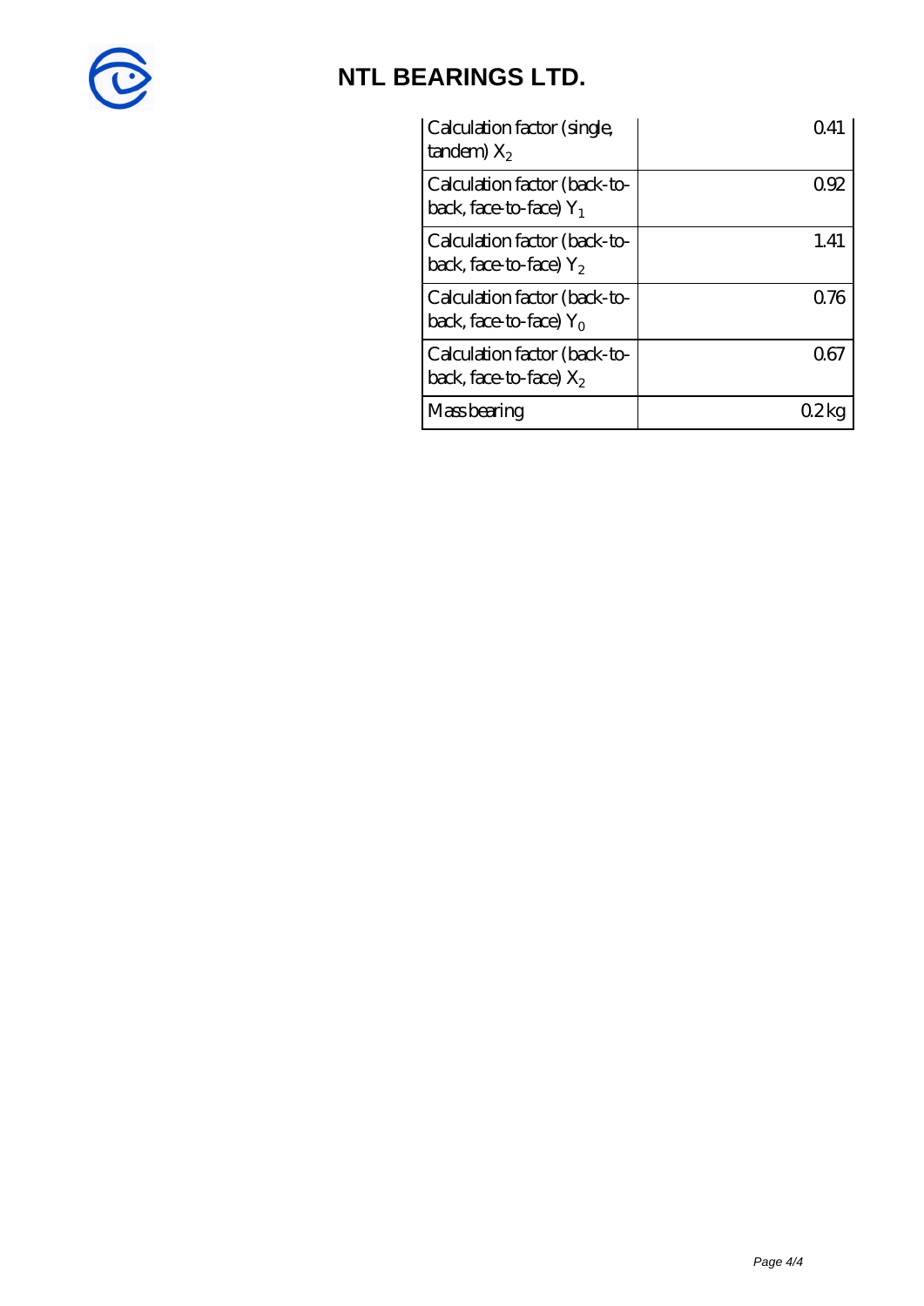| | |
|---|---|
| Calculation factor (single, tandem) $X_2$ | 0.41 |
| Calculation factor (back-to-back, face-to-face) $Y_1$ | 0.92 |
| Calculation factor (back-to-back, face-to-face) $Y_2$ | 1.41 |
| Calculation factor (back-to-back, face-to-face) $Y_0$ | 0.76 |
| Calculation factor (back-to-back, face-to-face) $X_2$ | 0.67 |
| Mass bearing | 0.2 kg |